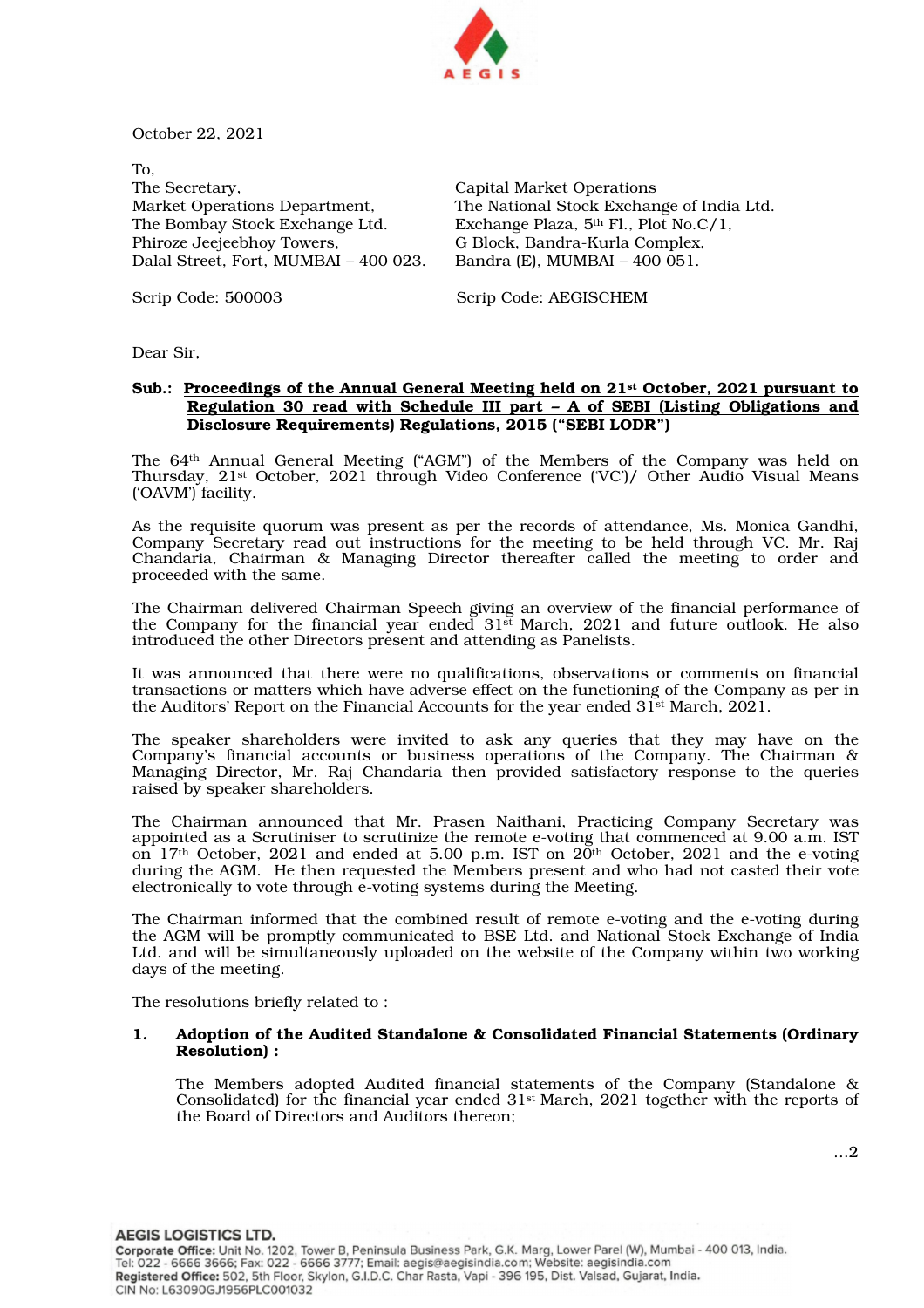AEGIS

October 22, 2021

To,

| The Secretary,<br>Market Operations Department,<br>The Bombay Stock Exchange Ltd.<br>Phiroze Jeejeebhoy Towers,<br>Dalal Street, Fort, MUMBAI – 400 023. | Capital Market Operations<br>The National Stock Exchange of India Ltd.<br>Exchange Plaza, 5th Fl., Plot No.C/1,<br>G Block, Bandra-Kurla Complex,<br>Bandra (E), MUMBAI – 400 051. |
|---|---|
| Scrip Code: 500003 | Scrip Code: AEGISCHEM |

Dear Sir,

**Sub.: Proceedings of the Annual General Meeting held on 21st October, 2021 pursuant to Regulation 30 read with Schedule III part – A of SEBI (Listing Obligations and Disclosure Requirements) Regulations, 2015 ("SEBI LODR")**

The 64th Annual General Meeting ("AGM") of the Members of the Company was held on Thursday, 21st October, 2021 through Video Conference ('VC')/ Other Audio Visual Means ('OAVM') facility.

As the requisite quorum was present as per the records of attendance, Ms. Monica Gandhi, Company Secretary read out instructions for the meeting to be held through VC. Mr. Raj Chandaria, Chairman & Managing Director thereafter called the meeting to order and proceeded with the same.

The Chairman delivered Chairman Speech giving an overview of the financial performance of the Company for the financial year ended 31st March, 2021 and future outlook. He also introduced the other Directors present and attending as Panelists.

It was announced that there were no qualifications, observations or comments on financial transactions or matters which have adverse effect on the functioning of the Company as per in the Auditors' Report on the Financial Accounts for the year ended 31st March, 2021.

The speaker shareholders were invited to ask any queries that they may have on the Company's financial accounts or business operations of the Company. The Chairman & Managing Director, Mr. Raj Chandaria then provided satisfactory response to the queries raised by speaker shareholders.

The Chairman announced that Mr. Prasen Naithani, Practicing Company Secretary was appointed as a Scrutiniser to scrutinize the remote e-voting that commenced at 9.00 a.m. IST on 17th October, 2021 and ended at 5.00 p.m. IST on 20th October, 2021 and the e-voting during the AGM. He then requested the Members present and who had not casted their vote electronically to vote through e-voting systems during the Meeting.

The Chairman informed that the combined result of remote e-voting and the e-voting during the AGM will be promptly communicated to BSE Ltd. and National Stock Exchange of India Ltd. and will be simultaneously uploaded on the website of the Company within two working days of the meeting.

The resolutions briefly related to :

1. **Adoption of the Audited Standalone & Consolidated Financial Statements (Ordinary Resolution) :**

   The Members adopted Audited financial statements of the Company (Standalone & Consolidated) for the financial year ended 31st March, 2021 together with the reports of the Board of Directors and Auditors thereon;

...2

**AEGIS LOGISTICS LTD.**
**Corporate Office:** Unit No. 1202, Tower B, Peninsula Business Park, G.K. Marg, Lower Parel (W), Mumbai - 400 013, India.
Tel: 022 - 6666 3666; Fax: 022 - 6666 3777; Email: aegis@aegisindia.com; Website: aegisindia.com
**Registered Office:** 502, 5th Floor, Skylon, G.I.D.C. Char Rasta, Vapi - 396 195, Dist. Valsad, Gujarat, India.
CIN No: L63090GJ1956PLC001032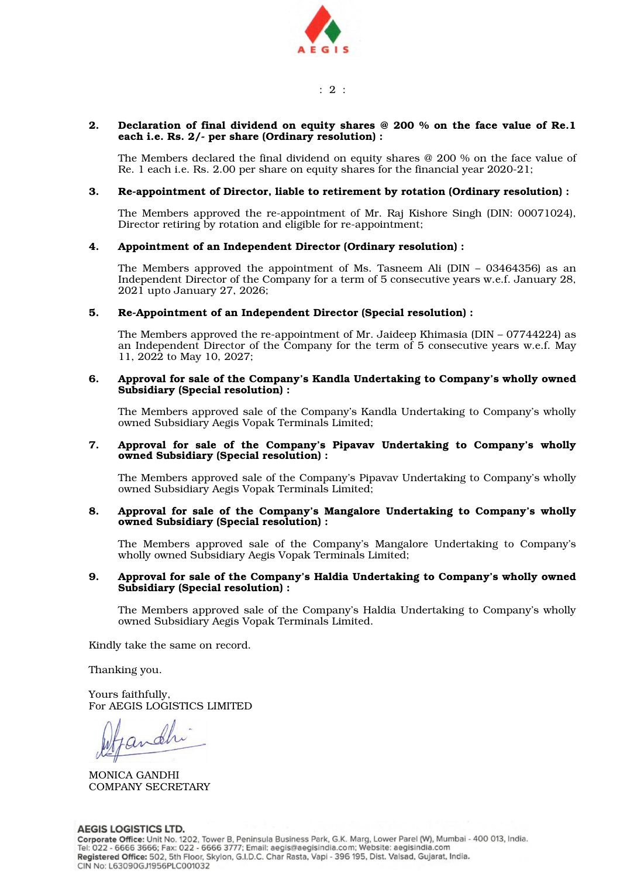2. **Declaration of final dividend on equity shares @ 200 % on the face value of Re.1 each i.e. Rs. 2/- per share (Ordinary resolution) :**

   The Members declared the final dividend on equity shares @ 200 % on the face value of Re. 1 each i.e. Rs. 2.00 per share on equity shares for the financial year 2020-21;

3. **Re-appointment of Director, liable to retirement by rotation (Ordinary resolution) :**

   The Members approved the re-appointment of Mr. Raj Kishore Singh (DIN: 00071024), Director retiring by rotation and eligible for re-appointment;

4. **Appointment of an Independent Director (Ordinary resolution) :**

   The Members approved the appointment of Ms. Tasneem Ali (DIN – 03464356) as an Independent Director of the Company for a term of 5 consecutive years w.e.f. January 28, 2021 upto January 27, 2026;

5. **Re-Appointment of an Independent Director (Special resolution) :**

   The Members approved the re-appointment of Mr. Jaideep Khimasia (DIN – 07744224) as an Independent Director of the Company for the term of 5 consecutive years w.e.f. May 11, 2022 to May 10, 2027;

6. **Approval for sale of the Company's Kandla Undertaking to Company's wholly owned Subsidiary (Special resolution) :**

   The Members approved sale of the Company's Kandla Undertaking to Company's wholly owned Subsidiary Aegis Vopak Terminals Limited;

7. **Approval for sale of the Company's Pipavav Undertaking to Company's wholly owned Subsidiary (Special resolution) :**

   The Members approved sale of the Company's Pipavav Undertaking to Company's wholly owned Subsidiary Aegis Vopak Terminals Limited;

8. **Approval for sale of the Company's Mangalore Undertaking to Company's wholly owned Subsidiary (Special resolution) :**

   The Members approved sale of the Company's Mangalore Undertaking to Company's wholly owned Subsidiary Aegis Vopak Terminals Limited;

9. **Approval for sale of the Company's Haldia Undertaking to Company's wholly owned Subsidiary (Special resolution) :**

   The Members approved sale of the Company's Haldia Undertaking to Company's wholly owned Subsidiary Aegis Vopak Terminals Limited.

Kindly take the same on record.

Thanking you.

Yours faithfully,
For AEGIS LOGISTICS LIMITED

MONICA GANDHI
COMPANY SECRETARY

**AEGIS LOGISTICS LTD.**
**Corporate Office:** Unit No. 1202, Tower B, Peninsula Business Park, G.K. Marg, Lower Parel (W), Mumbai - 400 013, India.
Tel: 022 - 6666 3666; Fax: 022 - 6666 3777; Email: aegis@aegisindia.com; Website: aegisindia.com
**Registered Office:** 502, 5th Floor, Skylon, G.I.D.C. Char Rasta, Vapi - 396 195, Dist. Valsad, Gujarat, India.
CIN No: L63090GJ1956PLC001032